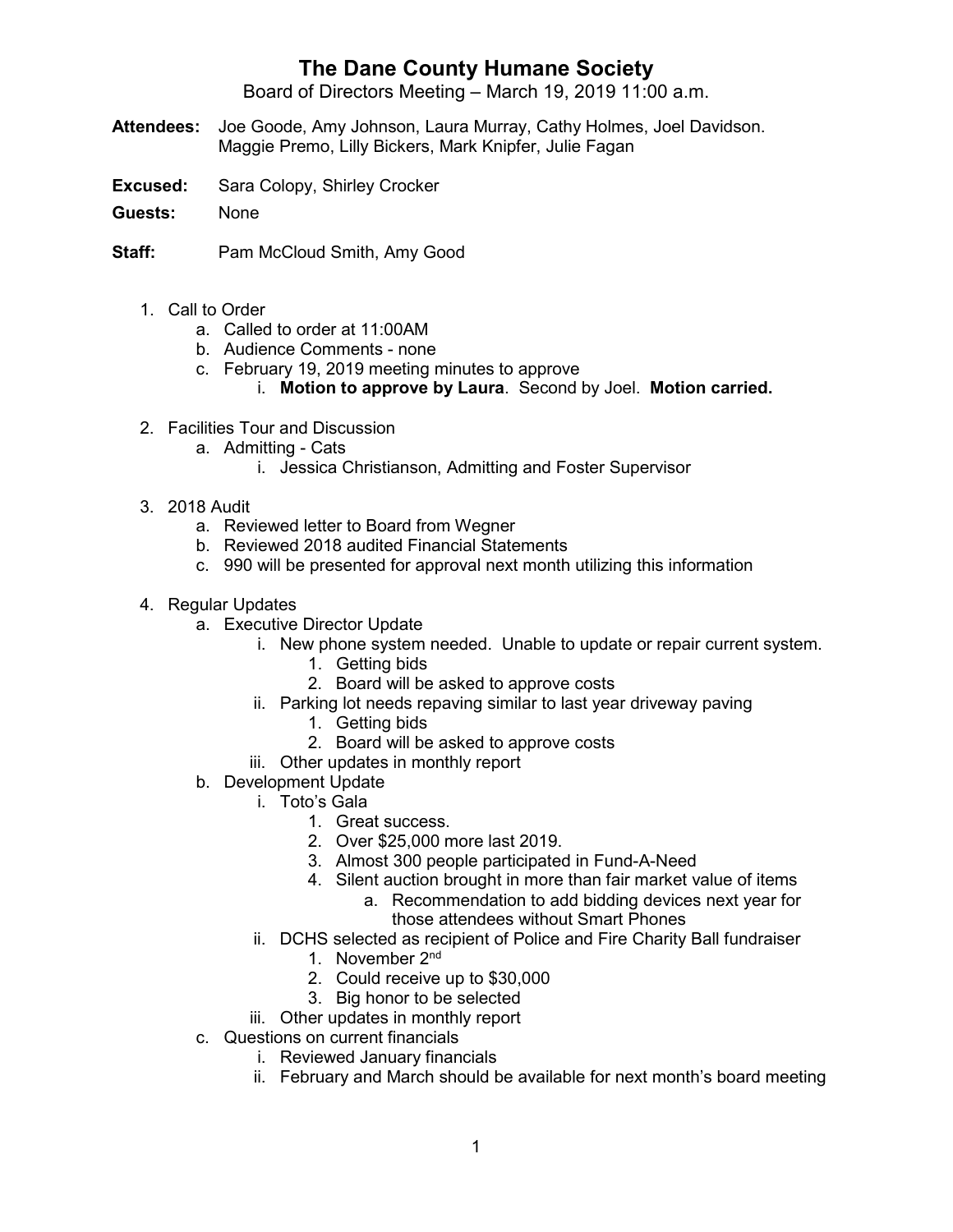# The Dane County Humane Society

Board of Directors Meeting – March 19, 2019 11:00 a.m.

**Attendees:** Joe Goode, Amy Johnson, Laura Murray, Cathy Holmes, Joel Davidson. Maggie Premo, Lilly Bickers, Mark Knipfer, Julie Fagan

**Excused:** Sara Colopy, Shirley Crocker

**Guests:** None

**Staff:** Pam McCloud Smith, Amy Good

1. Call to Order
   a. Called to order at 11:00AM
   b. Audience Comments - none
   c. February 19, 2019 meeting minutes to approve
      i. **Motion to approve by Laura**. Second by Joel. **Motion carried.**

2. Facilities Tour and Discussion
   a. Admitting - Cats
      i. Jessica Christianson, Admitting and Foster Supervisor

3. 2018 Audit
   a. Reviewed letter to Board from Wegner
   b. Reviewed 2018 audited Financial Statements
   c. 990 will be presented for approval next month utilizing this information

4. Regular Updates
   a. Executive Director Update
      i. New phone system needed. Unable to update or repair current system.
         1. Getting bids
         2. Board will be asked to approve costs
      ii. Parking lot needs repaving similar to last year driveway paving
         1. Getting bids
         2. Board will be asked to approve costs
      iii. Other updates in monthly report
   b. Development Update
      i. Toto's Gala
         1. Great success.
         2. Over $25,000 more last 2019.
         3. Almost 300 people participated in Fund-A-Need
         4. Silent auction brought in more than fair market value of items
            a. Recommendation to add bidding devices next year for those attendees without Smart Phones
      ii. DCHS selected as recipient of Police and Fire Charity Ball fundraiser
         1. November 2nd
         2. Could receive up to $30,000
         3. Big honor to be selected
      iii. Other updates in monthly report
   c. Questions on current financials
      i. Reviewed January financials
      ii. February and March should be available for next month's board meeting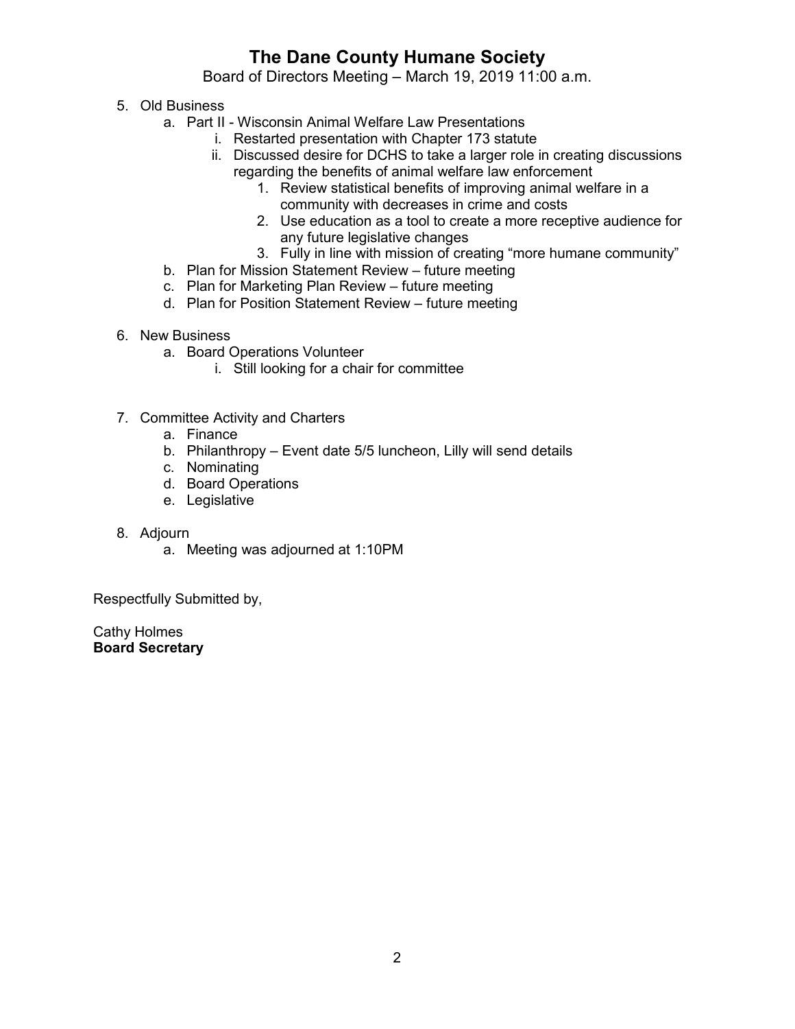5. Old Business
    a. Part II - Wisconsin Animal Welfare Law Presentations
        i. Restarted presentation with Chapter 173 statute
        ii. Discussed desire for DCHS to take a larger role in creating discussions regarding the benefits of animal welfare law enforcement
            1. Review statistical benefits of improving animal welfare in a community with decreases in crime and costs
            2. Use education as a tool to create a more receptive audience for any future legislative changes
            3. Fully in line with mission of creating "more humane community"
    b. Plan for Mission Statement Review – future meeting
    c. Plan for Marketing Plan Review – future meeting
    d. Plan for Position Statement Review – future meeting

6. New Business
    a. Board Operations Volunteer
        i. Still looking for a chair for committee

7. Committee Activity and Charters
    a. Finance
    b. Philanthropy – Event date 5/5 luncheon, Lilly will send details
    c. Nominating
    d. Board Operations
    e. Legislative

8. Adjourn
    a. Meeting was adjourned at 1:10PM

Respectfully Submitted by,

Cathy Holmes
**Board Secretary**